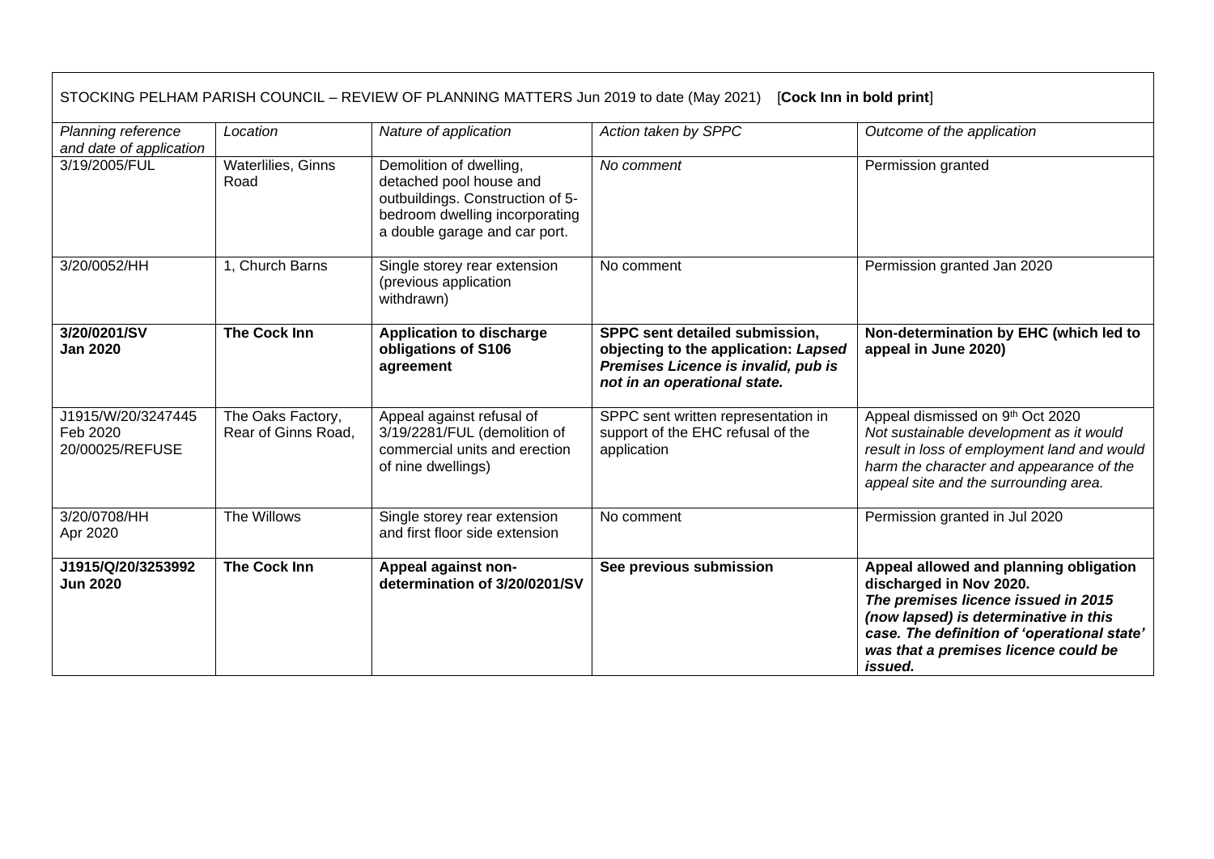STOCKING PELHAM PARISH COUNCIL – REVIEW OF PLANNING MATTERS Jun 2019 to date (May 2021) [**Cock Inn in bold print**]

| *Planning reference and date of application* | *Location* | *Nature of application* | *Action taken by SPPC* | *Outcome of the application* |
|---|---|---|---|---|
| 3/19/2005/FUL | Waterlilies, Ginns Road | Demolition of dwelling, detached pool house and outbuildings. Construction of 5-bedroom dwelling incorporating a double garage and car port. | *No comment* | Permission granted |
| 3/20/0052/HH | 1, Church Barns | Single storey rear extension (previous application withdrawn) | No comment | Permission granted Jan 2020 |
| **3/20/0201/SV Jan 2020** | **The Cock Inn** | **Application to discharge obligations of S106 agreement** | **SPPC sent detailed submission, objecting to the application: *Lapsed Premises Licence is invalid, pub is not in an operational state.*** | **Non-determination by EHC (which led to appeal in June 2020)** |
| J1915/W/20/3247445 Feb 2020 20/00025/REFUSE | The Oaks Factory, Rear of Ginns Road, | Appeal against refusal of 3/19/2281/FUL (demolition of commercial units and erection of nine dwellings) | SPPC sent written representation in support of the EHC refusal of the application | Appeal dismissed on 9th Oct 2020 *Not sustainable development as it would result in loss of employment land and would harm the character and appearance of the appeal site and the surrounding area.* |
| 3/20/0708/HH Apr 2020 | The Willows | Single storey rear extension and first floor side extension | No comment | Permission granted in Jul 2020 |
| **J1915/Q/20/3253992 Jun 2020** | **The Cock Inn** | **Appeal against non-determination of 3/20/0201/SV** | **See previous submission** | **Appeal allowed and planning obligation discharged in Nov 2020. *The premises licence issued in 2015 (now lapsed) is determinative in this case. The definition of 'operational state' was that a premises licence could be issued.*** |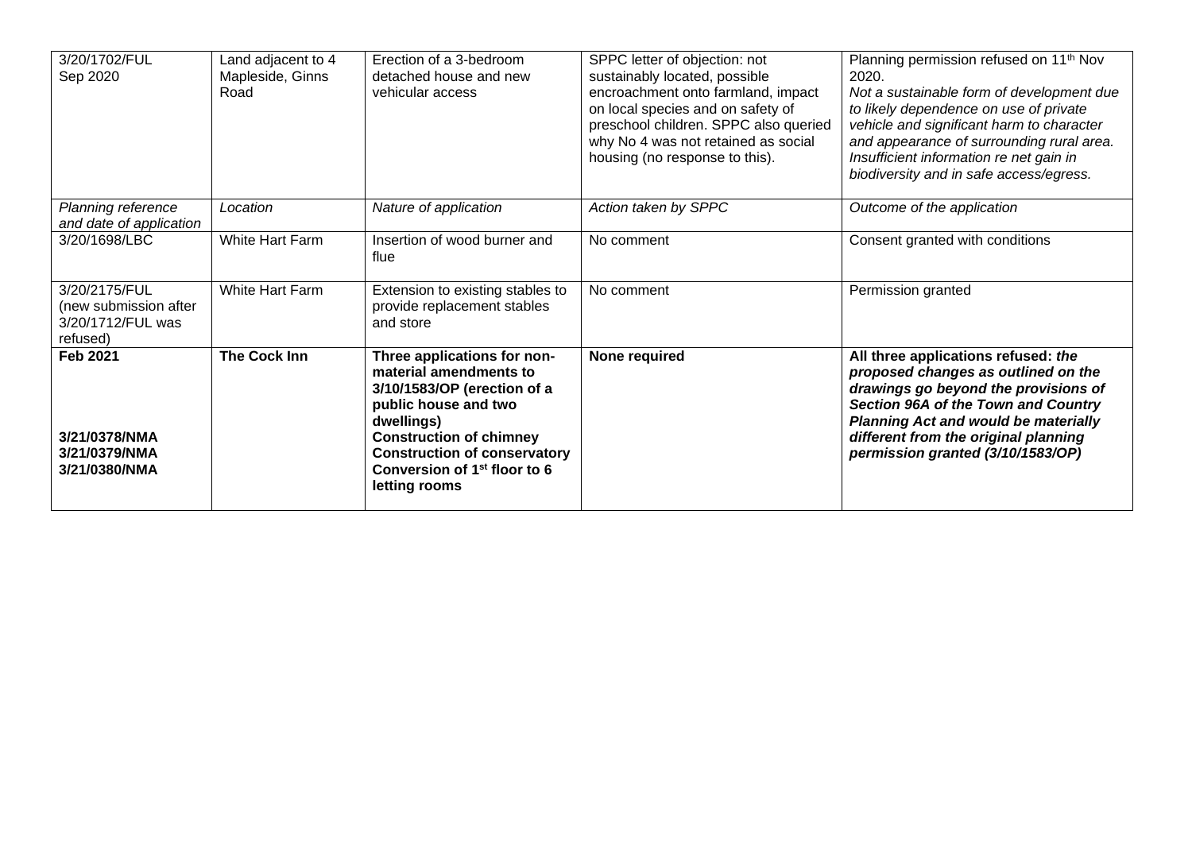| | | | | |
|---|---|---|---|---|
| 3/20/1702/FUL<br>Sep 2020 | Land adjacent to 4 Mapleside, Ginns Road | Erection of a 3-bedroom detached house and new vehicular access | SPPC letter of objection: not sustainably located, possible encroachment onto farmland, impact on local species and on safety of preschool children. SPPC also queried why No 4 was not retained as social housing (no response to this). | Planning permission refused on 11th Nov 2020.<br>*Not a sustainable form of development due to likely dependence on use of private vehicle and significant harm to character and appearance of surrounding rural area. Insufficient information re net gain in biodiversity and in safe access/egress.* |
| *Planning reference and date of application* | *Location* | *Nature of application* | *Action taken by SPPC* | *Outcome of the application* |
| 3/20/1698/LBC | White Hart Farm | Insertion of wood burner and flue | No comment | Consent granted with conditions |
| 3/20/2175/FUL (new submission after 3/20/1712/FUL was refused) | White Hart Farm | Extension to existing stables to provide replacement stables and store | No comment | Permission granted |
| **Feb 2021**<br><br>**3/21/0378/NMA**<br>**3/21/0379/NMA**<br>**3/21/0380/NMA** | **The Cock Inn** | **Three applications for non-material amendments to 3/10/1583/OP (erection of a public house and two dwellings)**<br>**Construction of chimney**<br>**Construction of conservatory**<br>**Conversion of 1st floor to 6 letting rooms** | **None required** | **All three applications refused:** ***the proposed changes as outlined on the drawings go beyond the provisions of Section 96A of the Town and Country Planning Act and would be materially different from the original planning permission granted (3/10/1583/OP)*** |